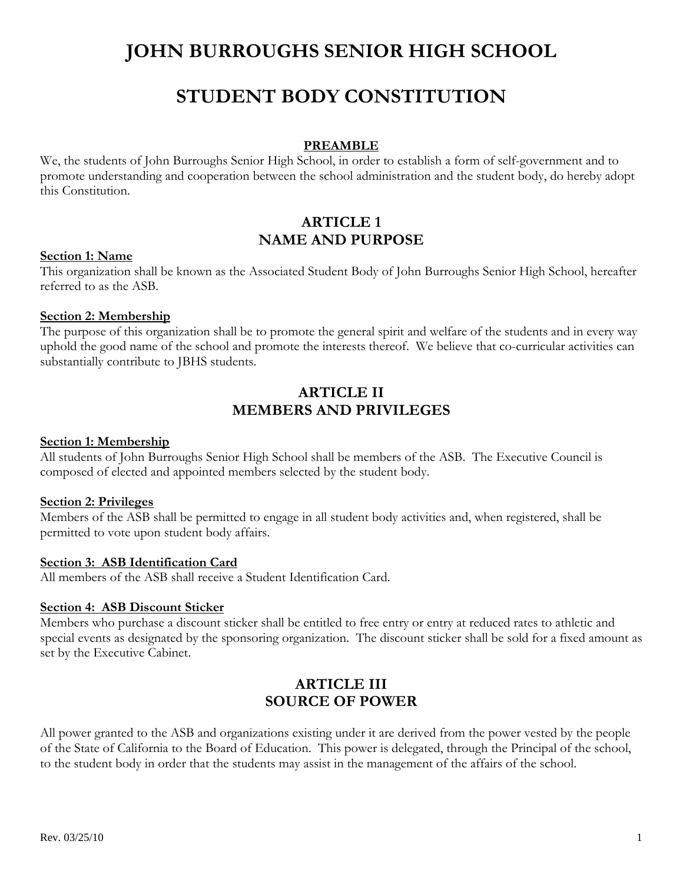# JOHN BURROUGHS SENIOR HIGH SCHOOL

# STUDENT BODY CONSTITUTION

### PREAMBLE

We, the students of John Burroughs Senior High School, in order to establish a form of self-government and to promote understanding and cooperation between the school administration and the student body, do hereby adopt this Constitution.

## ARTICLE 1
## NAME AND PURPOSE

**Section 1: Name**

This organization shall be known as the Associated Student Body of John Burroughs Senior High School, hereafter referred to as the ASB.

**Section 2: Membership**

The purpose of this organization shall be to promote the general spirit and welfare of the students and in every way uphold the good name of the school and promote the interests thereof. We believe that co-curricular activities can substantially contribute to JBHS students.

## ARTICLE II
## MEMBERS AND PRIVILEGES

**Section 1: Membership**

All students of John Burroughs Senior High School shall be members of the ASB. The Executive Council is composed of elected and appointed members selected by the student body.

**Section 2: Privileges**

Members of the ASB shall be permitted to engage in all student body activities and, when registered, shall be permitted to vote upon student body affairs.

**Section 3: ASB Identification Card**

All members of the ASB shall receive a Student Identification Card.

**Section 4: ASB Discount Sticker**

Members who purchase a discount sticker shall be entitled to free entry or entry at reduced rates to athletic and special events as designated by the sponsoring organization. The discount sticker shall be sold for a fixed amount as set by the Executive Cabinet.

## ARTICLE III
## SOURCE OF POWER

All power granted to the ASB and organizations existing under it are derived from the power vested by the people of the State of California to the Board of Education. This power is delegated, through the Principal of the school, to the student body in order that the students may assist in the management of the affairs of the school.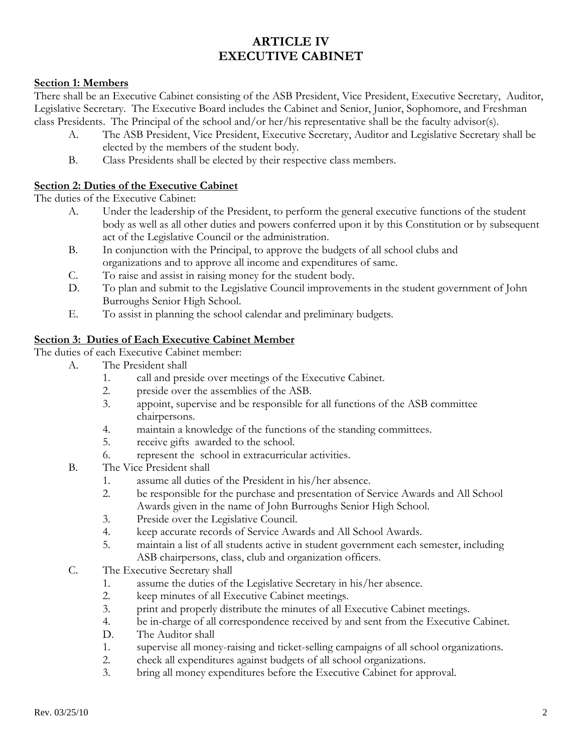# ARTICLE IV
# EXECUTIVE CABINET

**Section 1: Members**

There shall be an Executive Cabinet consisting of the ASB President, Vice President, Executive Secretary, Auditor, Legislative Secretary. The Executive Board includes the Cabinet and Senior, Junior, Sophomore, and Freshman class Presidents. The Principal of the school and/or her/his representative shall be the faculty advisor(s).

A. The ASB President, Vice President, Executive Secretary, Auditor and Legislative Secretary shall be elected by the members of the student body.

B. Class Presidents shall be elected by their respective class members.

**Section 2: Duties of the Executive Cabinet**

The duties of the Executive Cabinet:

A. Under the leadership of the President, to perform the general executive functions of the student body as well as all other duties and powers conferred upon it by this Constitution or by subsequent act of the Legislative Council or the administration.

B. In conjunction with the Principal, to approve the budgets of all school clubs and organizations and to approve all income and expenditures of same.

C. To raise and assist in raising money for the student body.

D. To plan and submit to the Legislative Council improvements in the student government of John Burroughs Senior High School.

E. To assist in planning the school calendar and preliminary budgets.

**Section 3: Duties of Each Executive Cabinet Member**

The duties of each Executive Cabinet member:

A. The President shall
   1. call and preside over meetings of the Executive Cabinet.
   2. preside over the assemblies of the ASB.
   3. appoint, supervise and be responsible for all functions of the ASB committee chairpersons.
   4. maintain a knowledge of the functions of the standing committees.
   5. receive gifts awarded to the school.
   6. represent the school in extracurricular activities.

B. The Vice President shall
   1. assume all duties of the President in his/her absence.
   2. be responsible for the purchase and presentation of Service Awards and All School Awards given in the name of John Burroughs Senior High School.
   3. Preside over the Legislative Council.
   4. keep accurate records of Service Awards and All School Awards.
   5. maintain a list of all students active in student government each semester, including ASB chairpersons, class, club and organization officers.

C. The Executive Secretary shall
   1. assume the duties of the Legislative Secretary in his/her absence.
   2. keep minutes of all Executive Cabinet meetings.
   3. print and properly distribute the minutes of all Executive Cabinet meetings.
   4. be in-charge of all correspondence received by and sent from the Executive Cabinet.

D. The Auditor shall
   1. supervise all money-raising and ticket-selling campaigns of all school organizations.
   2. check all expenditures against budgets of all school organizations.
   3. bring all money expenditures before the Executive Cabinet for approval.

Rev. 03/25/10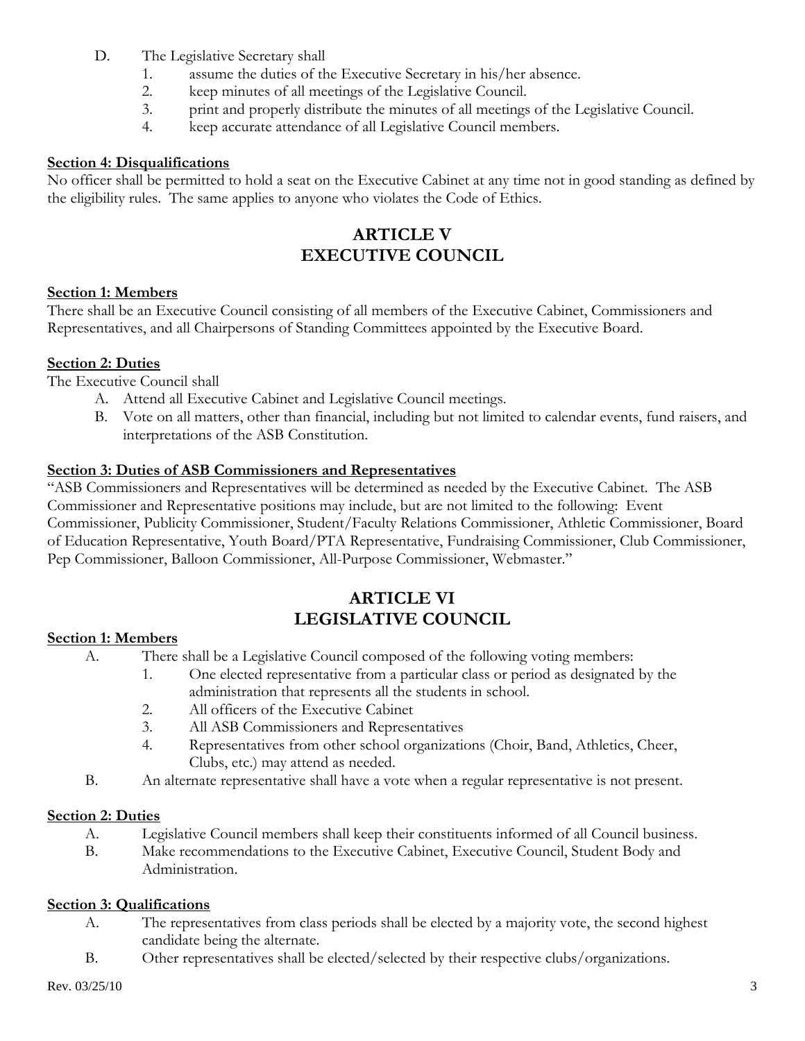D. The Legislative Secretary shall
   1. assume the duties of the Executive Secretary in his/her absence.
   2. keep minutes of all meetings of the Legislative Council.
   3. print and properly distribute the minutes of all meetings of the Legislative Council.
   4. keep accurate attendance of all Legislative Council members.

**Section 4: Disqualifications**

No officer shall be permitted to hold a seat on the Executive Cabinet at any time not in good standing as defined by the eligibility rules. The same applies to anyone who violates the Code of Ethics.

## ARTICLE V
## EXECUTIVE COUNCIL

**Section 1: Members**

There shall be an Executive Council consisting of all members of the Executive Cabinet, Commissioners and Representatives, and all Chairpersons of Standing Committees appointed by the Executive Board.

**Section 2: Duties**

The Executive Council shall

A. Attend all Executive Cabinet and Legislative Council meetings.
B. Vote on all matters, other than financial, including but not limited to calendar events, fund raisers, and interpretations of the ASB Constitution.

**Section 3: Duties of ASB Commissioners and Representatives**

"ASB Commissioners and Representatives will be determined as needed by the Executive Cabinet. The ASB Commissioner and Representative positions may include, but are not limited to the following: Event Commissioner, Publicity Commissioner, Student/Faculty Relations Commissioner, Athletic Commissioner, Board of Education Representative, Youth Board/PTA Representative, Fundraising Commissioner, Club Commissioner, Pep Commissioner, Balloon Commissioner, All-Purpose Commissioner, Webmaster."

## ARTICLE VI
## LEGISLATIVE COUNCIL

**Section 1: Members**

A. There shall be a Legislative Council composed of the following voting members:
   1. One elected representative from a particular class or period as designated by the administration that represents all the students in school.
   2. All officers of the Executive Cabinet
   3. All ASB Commissioners and Representatives
   4. Representatives from other school organizations (Choir, Band, Athletics, Cheer, Clubs, etc.) may attend as needed.

B. An alternate representative shall have a vote when a regular representative is not present.

**Section 2: Duties**

A. Legislative Council members shall keep their constituents informed of all Council business.
B. Make recommendations to the Executive Cabinet, Executive Council, Student Body and Administration.

**Section 3: Qualifications**

A. The representatives from class periods shall be elected by a majority vote, the second highest candidate being the alternate.
B. Other representatives shall be elected/selected by their respective clubs/organizations.

Rev. 03/25/10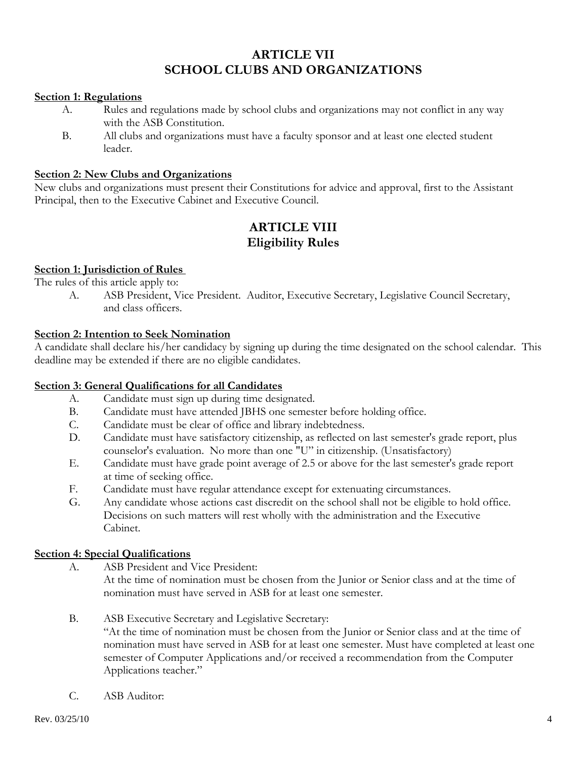# ARTICLE VII
# SCHOOL CLUBS AND ORGANIZATIONS

**Section 1: Regulations**

A. Rules and regulations made by school clubs and organizations may not conflict in any way with the ASB Constitution.

B. All clubs and organizations must have a faculty sponsor and at least one elected student leader.

**Section 2: New Clubs and Organizations**

New clubs and organizations must present their Constitutions for advice and approval, first to the Assistant Principal, then to the Executive Cabinet and Executive Council.

# ARTICLE VIII
# Eligibility Rules

**Section 1: Jurisdiction of Rules**

The rules of this article apply to:

A. ASB President, Vice President. Auditor, Executive Secretary, Legislative Council Secretary, and class officers.

**Section 2: Intention to Seek Nomination**

A candidate shall declare his/her candidacy by signing up during the time designated on the school calendar. This deadline may be extended if there are no eligible candidates.

**Section 3: General Qualifications for all Candidates**

A. Candidate must sign up during time designated.

B. Candidate must have attended JBHS one semester before holding office.

C. Candidate must be clear of office and library indebtedness.

D. Candidate must have satisfactory citizenship, as reflected on last semester's grade report, plus counselor's evaluation. No more than one "U" in citizenship. (Unsatisfactory)

E. Candidate must have grade point average of 2.5 or above for the last semester's grade report at time of seeking office.

F. Candidate must have regular attendance except for extenuating circumstances.

G. Any candidate whose actions cast discredit on the school shall not be eligible to hold office. Decisions on such matters will rest wholly with the administration and the Executive Cabinet.

**Section 4: Special Qualifications**

A. ASB President and Vice President:
At the time of nomination must be chosen from the Junior or Senior class and at the time of nomination must have served in ASB for at least one semester.

B. ASB Executive Secretary and Legislative Secretary:
"At the time of nomination must be chosen from the Junior or Senior class and at the time of nomination must have served in ASB for at least one semester. Must have completed at least one semester of Computer Applications and/or received a recommendation from the Computer Applications teacher."

C. ASB Auditor: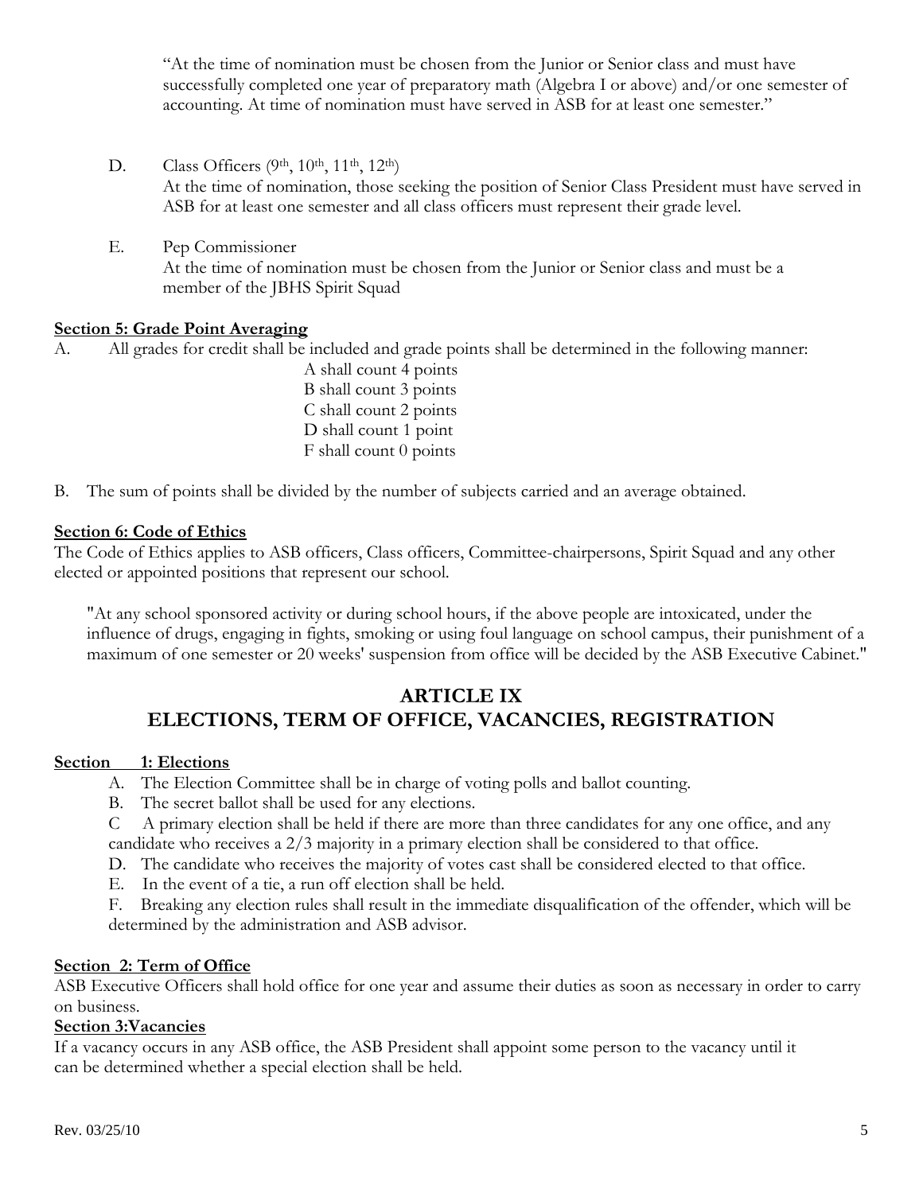"At the time of nomination must be chosen from the Junior or Senior class and must have successfully completed one year of preparatory math (Algebra I or above) and/or one semester of accounting. At time of nomination must have served in ASB for at least one semester."

D. Class Officers (9th, 10th, 11th, 12th)
   At the time of nomination, those seeking the position of Senior Class President must have served in ASB for at least one semester and all class officers must represent their grade level.

E. Pep Commissioner
   At the time of nomination must be chosen from the Junior or Senior class and must be a member of the JBHS Spirit Squad

**Section 5: Grade Point Averaging**

A. All grades for credit shall be included and grade points shall be determined in the following manner:
   - A shall count 4 points
   - B shall count 3 points
   - C shall count 2 points
   - D shall count 1 point
   - F shall count 0 points

B. The sum of points shall be divided by the number of subjects carried and an average obtained.

**Section 6: Code of Ethics**

The Code of Ethics applies to ASB officers, Class officers, Committee-chairpersons, Spirit Squad and any other elected or appointed positions that represent our school.

"At any school sponsored activity or during school hours, if the above people are intoxicated, under the influence of drugs, engaging in fights, smoking or using foul language on school campus, their punishment of a maximum of one semester or 20 weeks' suspension from office will be decided by the ASB Executive Cabinet."

## ARTICLE IX
## ELECTIONS, TERM OF OFFICE, VACANCIES, REGISTRATION

**Section 1: Elections**

A. The Election Committee shall be in charge of voting polls and ballot counting.
B. The secret ballot shall be used for any elections.
C A primary election shall be held if there are more than three candidates for any one office, and any candidate who receives a 2/3 majority in a primary election shall be considered to that office.
D. The candidate who receives the majority of votes cast shall be considered elected to that office.
E. In the event of a tie, a run off election shall be held.
F. Breaking any election rules shall result in the immediate disqualification of the offender, which will be determined by the administration and ASB advisor.

**Section 2: Term of Office**

ASB Executive Officers shall hold office for one year and assume their duties as soon as necessary in order to carry on business.

**Section 3:Vacancies**

If a vacancy occurs in any ASB office, the ASB President shall appoint some person to the vacancy until it can be determined whether a special election shall be held.

Rev. 03/25/10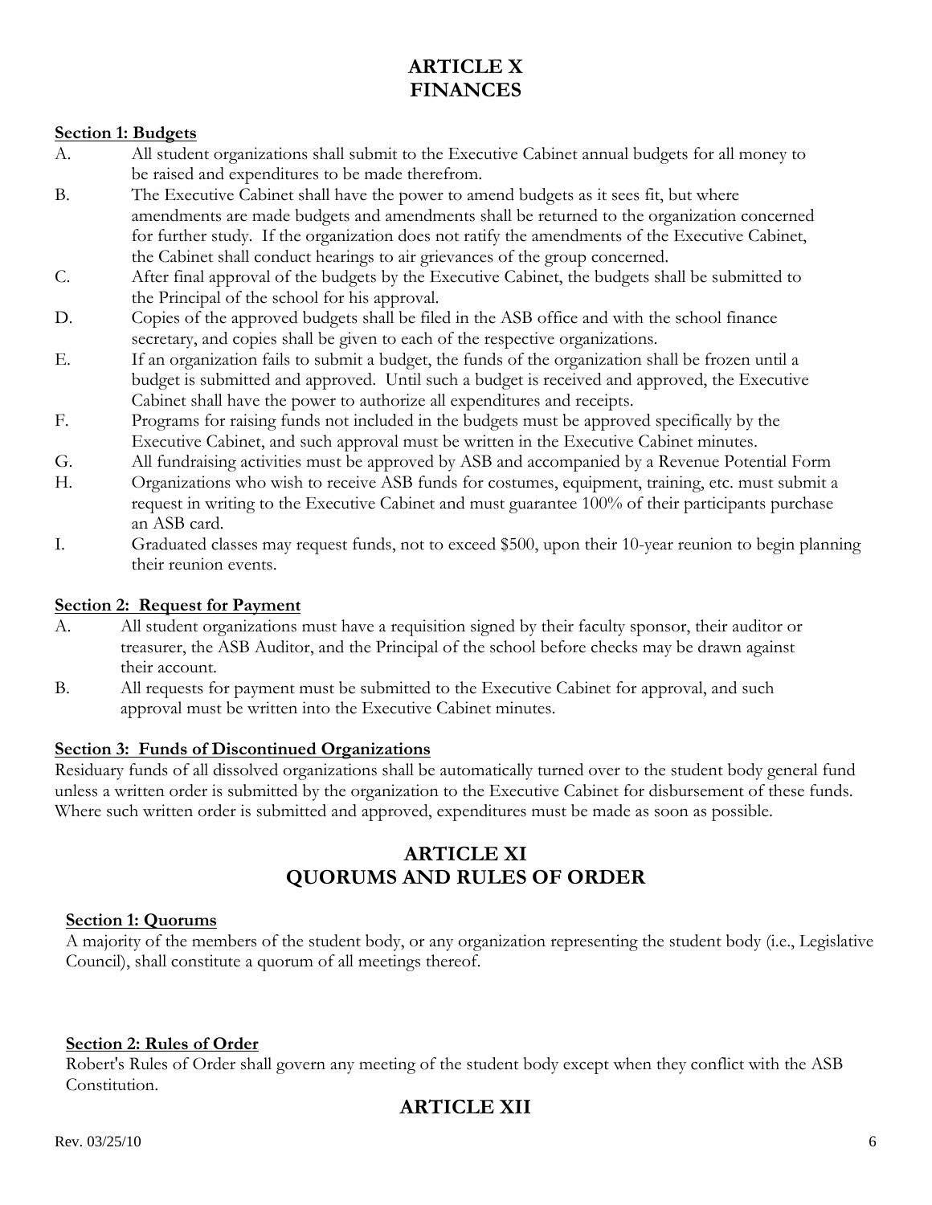# ARTICLE X
# FINANCES

**Section 1: Budgets**

A. All student organizations shall submit to the Executive Cabinet annual budgets for all money to be raised and expenditures to be made therefrom.

B. The Executive Cabinet shall have the power to amend budgets as it sees fit, but where amendments are made budgets and amendments shall be returned to the organization concerned for further study. If the organization does not ratify the amendments of the Executive Cabinet, the Cabinet shall conduct hearings to air grievances of the group concerned.

C. After final approval of the budgets by the Executive Cabinet, the budgets shall be submitted to the Principal of the school for his approval.

D. Copies of the approved budgets shall be filed in the ASB office and with the school finance secretary, and copies shall be given to each of the respective organizations.

E. If an organization fails to submit a budget, the funds of the organization shall be frozen until a budget is submitted and approved. Until such a budget is received and approved, the Executive Cabinet shall have the power to authorize all expenditures and receipts.

F. Programs for raising funds not included in the budgets must be approved specifically by the Executive Cabinet, and such approval must be written in the Executive Cabinet minutes.

G. All fundraising activities must be approved by ASB and accompanied by a Revenue Potential Form

H. Organizations who wish to receive ASB funds for costumes, equipment, training, etc. must submit a request in writing to the Executive Cabinet and must guarantee 100% of their participants purchase an ASB card.

I. Graduated classes may request funds, not to exceed $500, upon their 10-year reunion to begin planning their reunion events.

**Section 2: Request for Payment**

A. All student organizations must have a requisition signed by their faculty sponsor, their auditor or treasurer, the ASB Auditor, and the Principal of the school before checks may be drawn against their account.

B. All requests for payment must be submitted to the Executive Cabinet for approval, and such approval must be written into the Executive Cabinet minutes.

**Section 3: Funds of Discontinued Organizations**

Residuary funds of all dissolved organizations shall be automatically turned over to the student body general fund unless a written order is submitted by the organization to the Executive Cabinet for disbursement of these funds. Where such written order is submitted and approved, expenditures must be made as soon as possible.

# ARTICLE XI
# QUORUMS AND RULES OF ORDER

**Section 1: Quorums**

A majority of the members of the student body, or any organization representing the student body (i.e., Legislative Council), shall constitute a quorum of all meetings thereof.

**Section 2: Rules of Order**

Robert's Rules of Order shall govern any meeting of the student body except when they conflict with the ASB Constitution.

# ARTICLE XII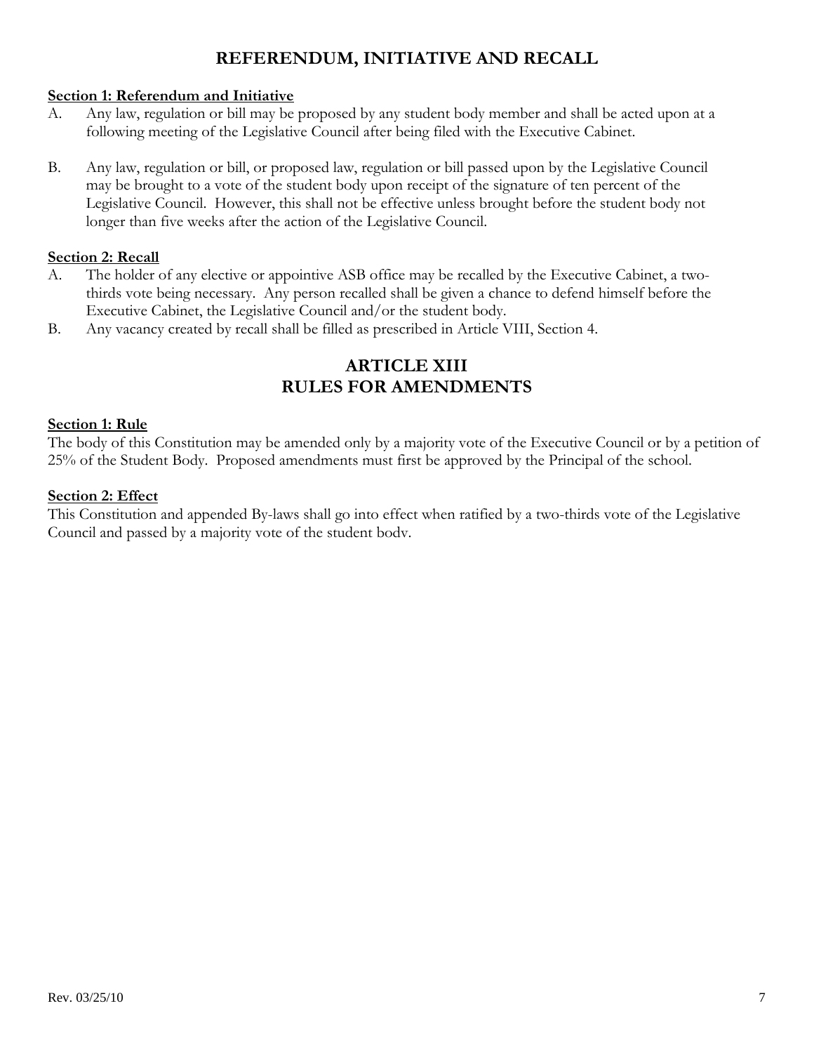## REFERENDUM, INITIATIVE AND RECALL

**Section 1: Referendum and Initiative**

A. Any law, regulation or bill may be proposed by any student body member and shall be acted upon at a following meeting of the Legislative Council after being filed with the Executive Cabinet.

B. Any law, regulation or bill, or proposed law, regulation or bill passed upon by the Legislative Council may be brought to a vote of the student body upon receipt of the signature of ten percent of the Legislative Council. However, this shall not be effective unless brought before the student body not longer than five weeks after the action of the Legislative Council.

**Section 2: Recall**

A. The holder of any elective or appointive ASB office may be recalled by the Executive Cabinet, a two-thirds vote being necessary. Any person recalled shall be given a chance to defend himself before the Executive Cabinet, the Legislative Council and/or the student body.

B. Any vacancy created by recall shall be filled as prescribed in Article VIII, Section 4.

## ARTICLE XIII
## RULES FOR AMENDMENTS

**Section 1: Rule**

The body of this Constitution may be amended only by a majority vote of the Executive Council or by a petition of 25% of the Student Body. Proposed amendments must first be approved by the Principal of the school.

**Section 2: Effect**

This Constitution and appended By-laws shall go into effect when ratified by a two-thirds vote of the Legislative Council and passed by a majority vote of the student body.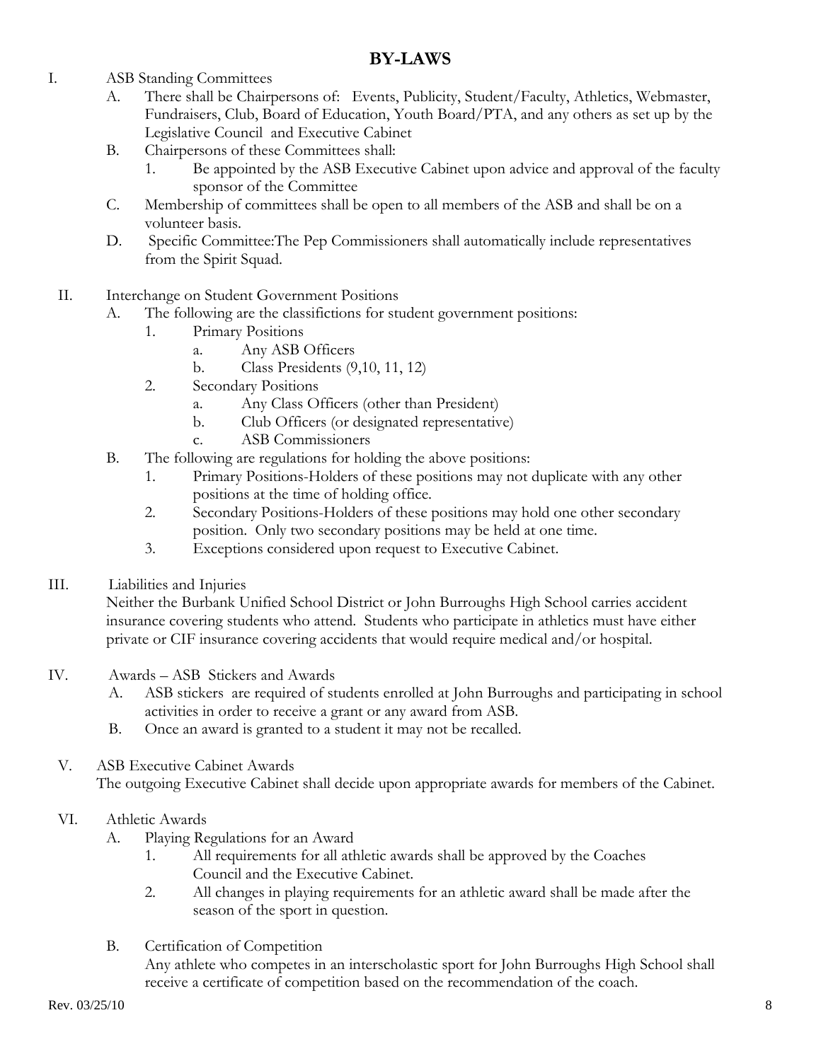# BY-LAWS

I. ASB Standing Committees
   A. There shall be Chairpersons of: Events, Publicity, Student/Faculty, Athletics, Webmaster, Fundraisers, Club, Board of Education, Youth Board/PTA, and any others as set up by the Legislative Council and Executive Cabinet
   B. Chairpersons of these Committees shall:
      1. Be appointed by the ASB Executive Cabinet upon advice and approval of the faculty sponsor of the Committee
   C. Membership of committees shall be open to all members of the ASB and shall be on a volunteer basis.
   D. Specific Committee:The Pep Commissioners shall automatically include representatives from the Spirit Squad.

II. Interchange on Student Government Positions
   A. The following are the classifictions for student government positions:
      1. Primary Positions
         a. Any ASB Officers
         b. Class Presidents (9,10, 11, 12)
      2. Secondary Positions
         a. Any Class Officers (other than President)
         b. Club Officers (or designated representative)
         c. ASB Commissioners
   B. The following are regulations for holding the above positions:
      1. Primary Positions-Holders of these positions may not duplicate with any other positions at the time of holding office.
      2. Secondary Positions-Holders of these positions may hold one other secondary position. Only two secondary positions may be held at one time.
      3. Exceptions considered upon request to Executive Cabinet.

III. Liabilities and Injuries

Neither the Burbank Unified School District or John Burroughs High School carries accident insurance covering students who attend. Students who participate in athletics must have either private or CIF insurance covering accidents that would require medical and/or hospital.

IV. Awards – ASB Stickers and Awards
   A. ASB stickers are required of students enrolled at John Burroughs and participating in school activities in order to receive a grant or any award from ASB.
   B. Once an award is granted to a student it may not be recalled.

V. ASB Executive Cabinet Awards

The outgoing Executive Cabinet shall decide upon appropriate awards for members of the Cabinet.

VI. Athletic Awards
   A. Playing Regulations for an Award
      1. All requirements for all athletic awards shall be approved by the Coaches Council and the Executive Cabinet.
      2. All changes in playing requirements for an athletic award shall be made after the season of the sport in question.

   B. Certification of Competition

   Any athlete who competes in an interscholastic sport for John Burroughs High School shall receive a certificate of competition based on the recommendation of the coach.

Rev. 03/25/10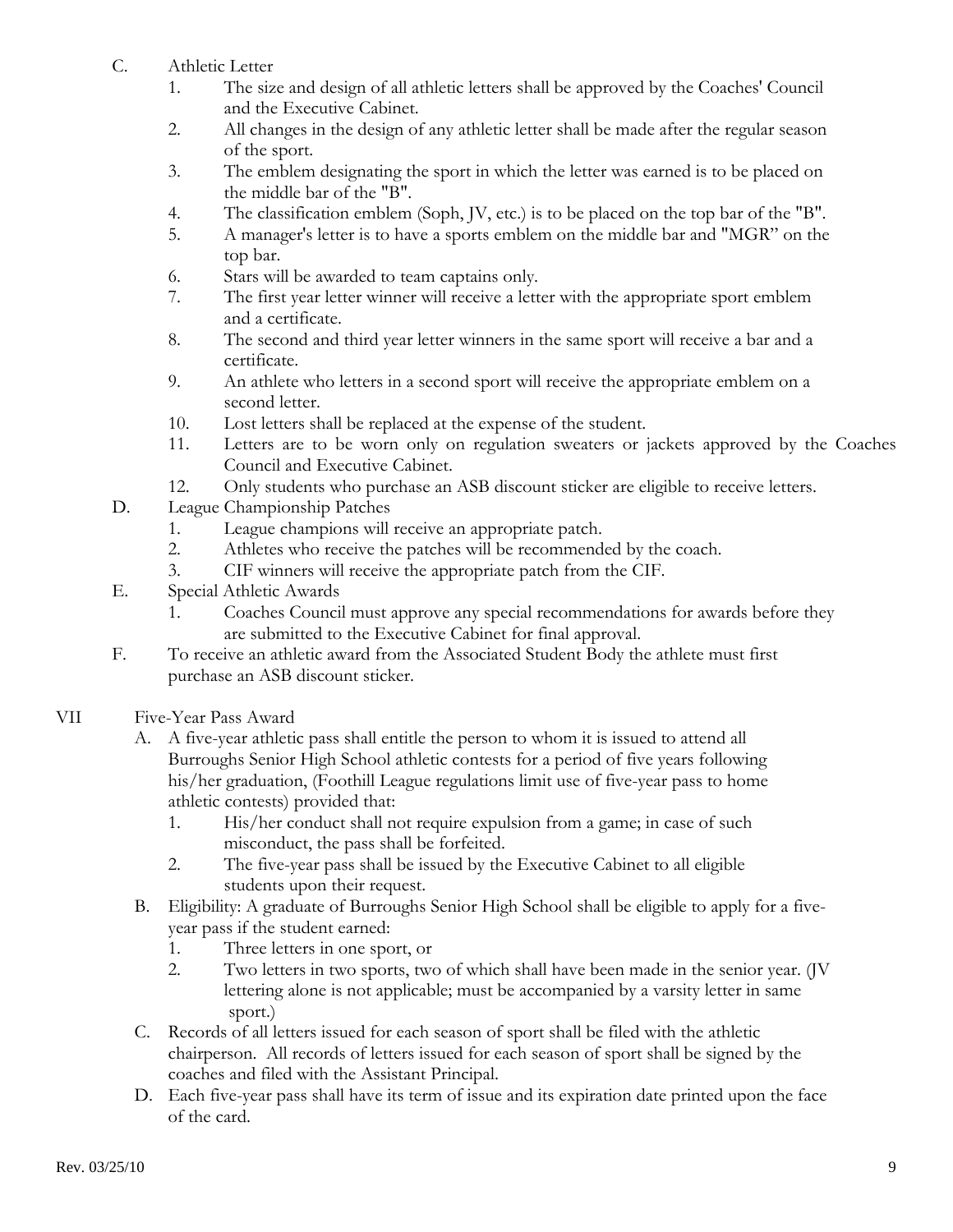C. Athletic Letter

1. The size and design of all athletic letters shall be approved by the Coaches' Council and the Executive Cabinet.
2. All changes in the design of any athletic letter shall be made after the regular season of the sport.
3. The emblem designating the sport in which the letter was earned is to be placed on the middle bar of the "B".
4. The classification emblem (Soph, JV, etc.) is to be placed on the top bar of the "B".
5. A manager's letter is to have a sports emblem on the middle bar and "MGR" on the top bar.
6. Stars will be awarded to team captains only.
7. The first year letter winner will receive a letter with the appropriate sport emblem and a certificate.
8. The second and third year letter winners in the same sport will receive a bar and a certificate.
9. An athlete who letters in a second sport will receive the appropriate emblem on a second letter.
10. Lost letters shall be replaced at the expense of the student.
11. Letters are to be worn only on regulation sweaters or jackets approved by the Coaches Council and Executive Cabinet.
12. Only students who purchase an ASB discount sticker are eligible to receive letters.

D. League Championship Patches

1. League champions will receive an appropriate patch.
2. Athletes who receive the patches will be recommended by the coach.
3. CIF winners will receive the appropriate patch from the CIF.

E. Special Athletic Awards

1. Coaches Council must approve any special recommendations for awards before they are submitted to the Executive Cabinet for final approval.

F. To receive an athletic award from the Associated Student Body the athlete must first purchase an ASB discount sticker.

VII Five-Year Pass Award

A. A five-year athletic pass shall entitle the person to whom it is issued to attend all Burroughs Senior High School athletic contests for a period of five years following his/her graduation, (Foothill League regulations limit use of five-year pass to home athletic contests) provided that:

1. His/her conduct shall not require expulsion from a game; in case of such misconduct, the pass shall be forfeited.
2. The five-year pass shall be issued by the Executive Cabinet to all eligible students upon their request.

B. Eligibility: A graduate of Burroughs Senior High School shall be eligible to apply for a five-year pass if the student earned:

1. Three letters in one sport, or
2. Two letters in two sports, two of which shall have been made in the senior year. (JV lettering alone is not applicable; must be accompanied by a varsity letter in same sport.)

C. Records of all letters issued for each season of sport shall be filed with the athletic chairperson. All records of letters issued for each season of sport shall be signed by the coaches and filed with the Assistant Principal.

D. Each five-year pass shall have its term of issue and its expiration date printed upon the face of the card.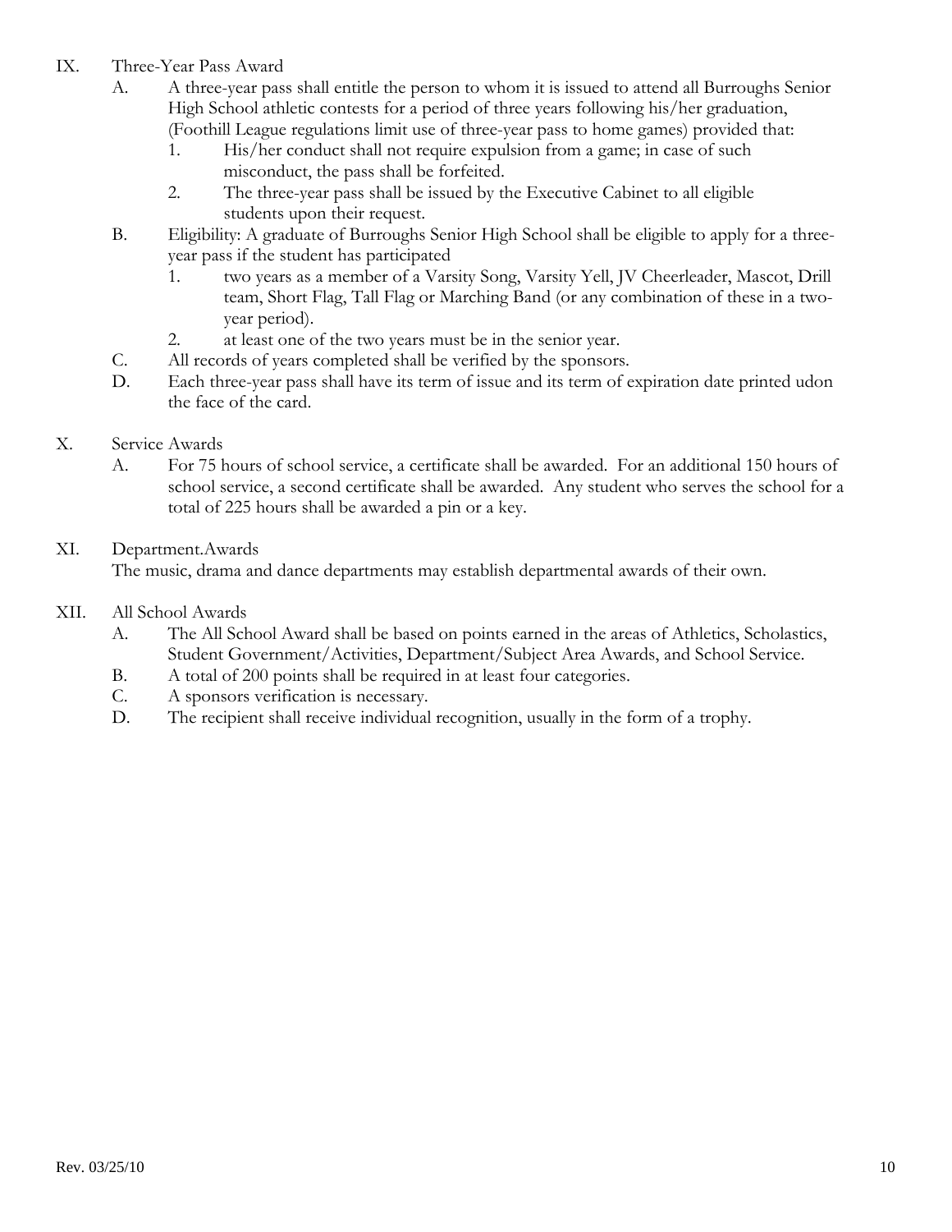IX. Three-Year Pass Award

A. A three-year pass shall entitle the person to whom it is issued to attend all Burroughs Senior High School athletic contests for a period of three years following his/her graduation, (Foothill League regulations limit use of three-year pass to home games) provided that:

1. His/her conduct shall not require expulsion from a game; in case of such misconduct, the pass shall be forfeited.
2. The three-year pass shall be issued by the Executive Cabinet to all eligible students upon their request.

B. Eligibility: A graduate of Burroughs Senior High School shall be eligible to apply for a three-year pass if the student has participated

1. two years as a member of a Varsity Song, Varsity Yell, JV Cheerleader, Mascot, Drill team, Short Flag, Tall Flag or Marching Band (or any combination of these in a two-year period).
2. at least one of the two years must be in the senior year.

C. All records of years completed shall be verified by the sponsors.

D. Each three-year pass shall have its term of issue and its term of expiration date printed udon the face of the card.

X. Service Awards

A. For 75 hours of school service, a certificate shall be awarded. For an additional 150 hours of school service, a second certificate shall be awarded. Any student who serves the school for a total of 225 hours shall be awarded a pin or a key.

XI. Department.Awards

The music, drama and dance departments may establish departmental awards of their own.

XII. All School Awards

A. The All School Award shall be based on points earned in the areas of Athletics, Scholastics, Student Government/Activities, Department/Subject Area Awards, and School Service.

B. A total of 200 points shall be required in at least four categories.

C. A sponsors verification is necessary.

D. The recipient shall receive individual recognition, usually in the form of a trophy.

Rev. 03/25/10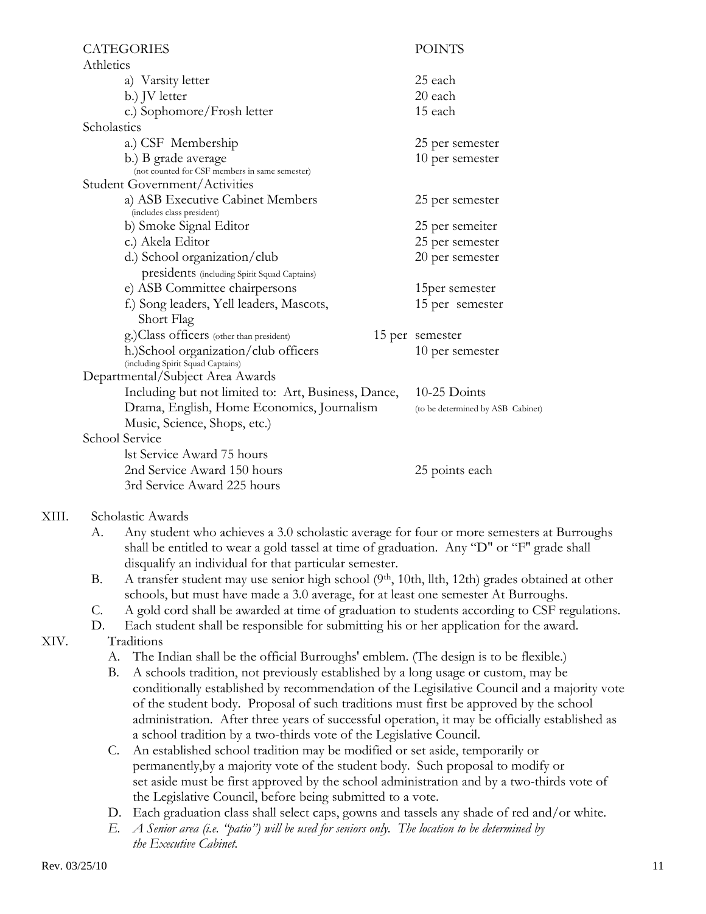| CATEGORIES | POINTS |
|---|---|
| Athletics | |
| a) Varsity letter | 25 each |
| b.) JV letter | 20 each |
| c.) Sophomore/Frosh letter | 15 each |
| Scholastics | |
| a.) CSF Membership | 25 per semester |
| b.) B grade average (not counted for CSF members in same semester) | 10 per semester |
| Student Government/Activities | |
| a) ASB Executive Cabinet Members (includes class president) | 25 per semester |
| b) Smoke Signal Editor | 25 per semeiter |
| c.) Akela Editor | 25 per semester |
| d.) School organization/club presidents (including Spirit Squad Captains) | 20 per semester |
| e) ASB Committee chairpersons | 15per semester |
| f.) Song leaders, Yell leaders, Mascots, Short Flag | 15 per semester |
| g.)Class officers (other than president) | 15 per semester |
| h.)School organization/club officers (including Spirit Squad Captains) | 10 per semester |
| Departmental/Subject Area Awards | |
| Including but not limited to: Art, Business, Dance, Drama, English, Home Economics, Journalism Music, Science, Shops, etc.) | 10-25 Doints (to be determined by ASB Cabinet) |
| School Service | |
| lst Service Award 75 hours | |
| 2nd Service Award 150 hours | 25 points each |
| 3rd Service Award 225 hours | |

XIII. Scholastic Awards

A. Any student who achieves a 3.0 scholastic average for four or more semesters at Burroughs shall be entitled to wear a gold tassel at time of graduation. Any "D" or "F" grade shall disqualify an individual for that particular semester.

B. A transfer student may use senior high school (9th, 10th, llth, 12th) grades obtained at other schools, but must have made a 3.0 average, for at least one semester At Burroughs.

C. A gold cord shall be awarded at time of graduation to students according to CSF regulations.

D. Each student shall be responsible for submitting his or her application for the award.

XIV. Traditions

A. The Indian shall be the official Burroughs' emblem. (The design is to be flexible.)

B. A schools tradition, not previously established by a long usage or custom, may be conditionally established by recommendation of the Legislative Council and a majority vote of the student body. Proposal of such traditions must first be approved by the school administration. After three years of successful operation, it may be officially established as a school tradition by a two-thirds vote of the Legislative Council.

C. An established school tradition may be modified or set aside, temporarily or permanently,by a majority vote of the student body. Such proposal to modify or set aside must be first approved by the school administration and by a two-thirds vote of the Legislative Council, before being submitted to a vote.

D. Each graduation class shall select caps, gowns and tassels any shade of red and/or white.

*E. A Senior area (i.e. "patio") will be used for seniors only. The location to be determined by the Executive Cabinet.*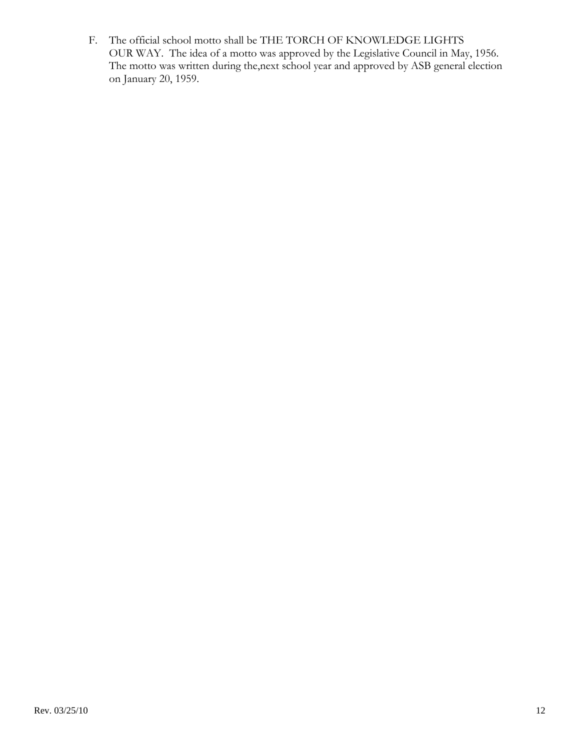F. The official school motto shall be THE TORCH OF KNOWLEDGE LIGHTS OUR WAY. The idea of a motto was approved by the Legislative Council in May, 1956. The motto was written during the,next school year and approved by ASB general election on January 20, 1959.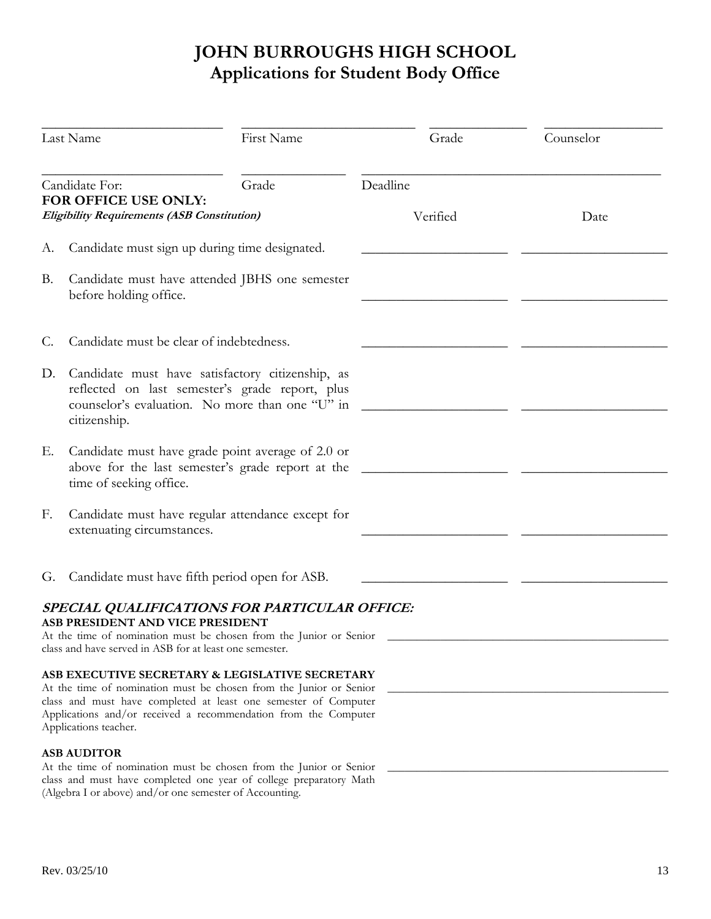# JOHN BURROUGHS HIGH SCHOOL
## Applications for Student Body Office

| | | | |
|---|---|---|---|
| ______________________ | ______________________ | ____________ | ______________ |
| Last Name | First Name | Grade | Counselor |
| ______________________ | ____________ | ______________________________ | |
| Candidate For: | Grade | Deadline | |

**FOR OFFICE USE ONLY:**

| ***Eligibility Requirements (ASB Constitution)*** | Verified | Date |
|---|---|---|
| A. Candidate must sign up during time designated. | ________________ | ________________ |
| B. Candidate must have attended JBHS one semester before holding office. | ________________ | ________________ |
| C. Candidate must be clear of indebtedness. | ________________ | ________________ |
| D. Candidate must have satisfactory citizenship, as reflected on last semester's grade report, plus counselor's evaluation. No more than one "U" in citizenship. | ________________ | ________________ |
| E. Candidate must have grade point average of 2.0 or above for the last semester's grade report at the time of seeking office. | ________________ | ________________ |
| F. Candidate must have regular attendance except for extenuating circumstances. | ________________ | ________________ |
| G. Candidate must have fifth period open for ASB. | ________________ | ________________ |

***SPECIAL QUALIFICATIONS FOR PARTICULAR OFFICE:***

**ASB PRESIDENT AND VICE PRESIDENT**
At the time of nomination must be chosen from the Junior or Senior class and have served in ASB for at least one semester. ________________________________

**ASB EXECUTIVE SECRETARY & LEGISLATIVE SECRETARY**
At the time of nomination must be chosen from the Junior or Senior class and must have completed at least one semester of Computer Applications and/or received a recommendation from the Computer Applications teacher. ________________________________

**ASB AUDITOR**
At the time of nomination must be chosen from the Junior or Senior class and must have completed one year of college preparatory Math (Algebra I or above) and/or one semester of Accounting. ________________________________

Rev. 03/25/10